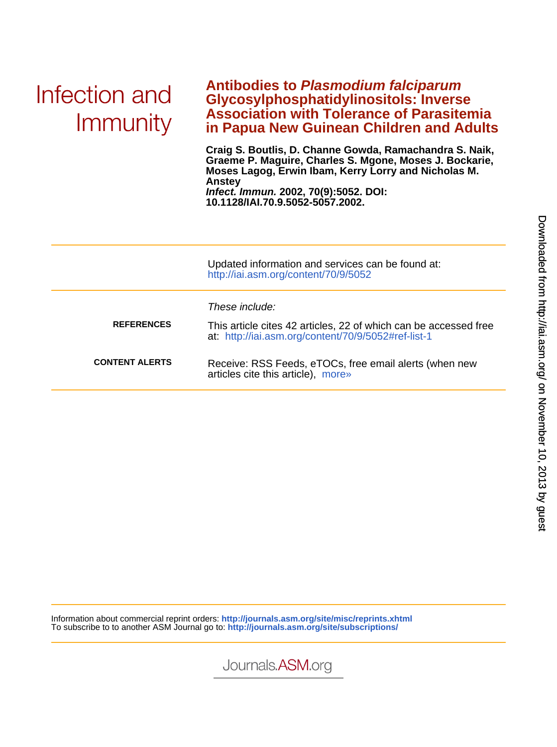Infection and Immunity

# Antibodies to *Plasmodium falciparum* Glycosylphosphatidylinositols: Inverse Association with Tolerance of Parasitemia in Papua New Guinean Children and Adults

**Craig S. Boutlis, D. Channe Gowda, Ramachandra S. Naik, Graeme P. Maguire, Charles S. Mgone, Moses J. Bockarie, Moses Lagog, Erwin Ibam, Kerry Lorry and Nicholas M. Anstey**

***Infect. Immun.*** **2002, 70(9):5052. DOI: 10.1128/IAI.70.9.5052-5057.2002.**

Updated information and services can be found at: http://iai.asm.org/content/70/9/5052

*These include:*

**REFERENCES**

This article cites 42 articles, 22 of which can be accessed free at: http://iai.asm.org/content/70/9/5052#ref-list-1

**CONTENT ALERTS**

Receive: RSS Feeds, eTOCs, free email alerts (when new articles cite this article), more»

Information about commercial reprint orders: **http://journals.asm.org/site/misc/reprints.xhtml**
To subscribe to to another ASM Journal go to: **http://journals.asm.org/site/subscriptions/**

Journals.ASM.org

Downloaded from http://iai.asm.org/ on November 10, 2013 by guest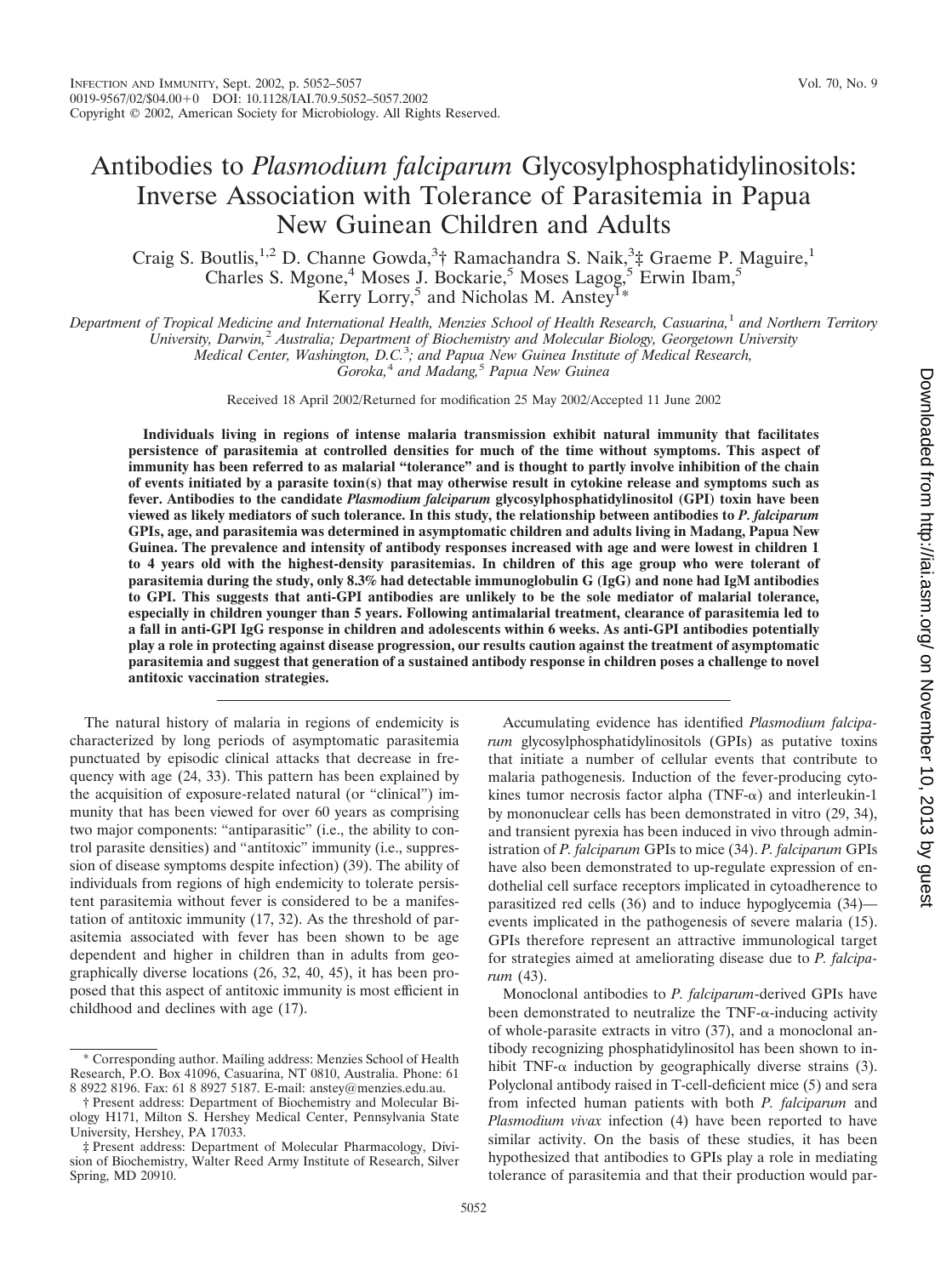# Antibodies to *Plasmodium falciparum* Glycosylphosphatidylinositols: Inverse Association with Tolerance of Parasitemia in Papua New Guinean Children and Adults

Craig S. Boutlis,[1,2] D. Channe Gowda,[3]† Ramachandra S. Naik,[3]‡ Graeme P. Maguire,[1] Charles S. Mgone,[4] Moses J. Bockarie,[5] Moses Lagog,[5] Erwin Ibam,[5] Kerry Lorry,[5] and Nicholas M. Anstey[1]*

*Department of Tropical Medicine and International Health, Menzies School of Health Research, Casuarina,[1] and Northern Territory University, Darwin,[2] Australia; Department of Biochemistry and Molecular Biology, Georgetown University Medical Center, Washington, D.C.[3]; and Papua New Guinea Institute of Medical Research, Goroka,[4] and Madang,[5] Papua New Guinea*

Received 18 April 2002/Returned for modification 25 May 2002/Accepted 11 June 2002

**Individuals living in regions of intense malaria transmission exhibit natural immunity that facilitates persistence of parasitemia at controlled densities for much of the time without symptoms. This aspect of immunity has been referred to as malarial "tolerance" and is thought to partly involve inhibition of the chain of events initiated by a parasite toxin(s) that may otherwise result in cytokine release and symptoms such as fever. Antibodies to the candidate *Plasmodium falciparum* glycosylphosphatidylinositol (GPI) toxin have been viewed as likely mediators of such tolerance. In this study, the relationship between antibodies to *P. falciparum* GPIs, age, and parasitemia was determined in asymptomatic children and adults living in Madang, Papua New Guinea. The prevalence and intensity of antibody responses increased with age and were lowest in children 1 to 4 years old with the highest-density parasitemias. In children of this age group who were tolerant of parasitemia during the study, only 8.3% had detectable immunoglobulin G (IgG) and none had IgM antibodies to GPI. This suggests that anti-GPI antibodies are unlikely to be the sole mediator of malarial tolerance, especially in children younger than 5 years. Following antimalarial treatment, clearance of parasitemia led to a fall in anti-GPI IgG response in children and adolescents within 6 weeks. As anti-GPI antibodies potentially play a role in protecting against disease progression, our results caution against the treatment of asymptomatic parasitemia and suggest that generation of a sustained antibody response in children poses a challenge to novel antitoxic vaccination strategies.**

The natural history of malaria in regions of endemicity is characterized by long periods of asymptomatic parasitemia punctuated by episodic clinical attacks that decrease in frequency with age (24, 33). This pattern has been explained by the acquisition of exposure-related natural (or "clinical") immunity that has been viewed for over 60 years as comprising two major components: "antiparasitic" (i.e., the ability to control parasite densities) and "antitoxic" immunity (i.e., suppression of disease symptoms despite infection) (39). The ability of individuals from regions of high endemicity to tolerate persistent parasitemia without fever is considered to be a manifestation of antitoxic immunity (17, 32). As the threshold of parasitemia associated with fever has been shown to be age dependent and higher in children than in adults from geographically diverse locations (26, 32, 40, 45), it has been proposed that this aspect of antitoxic immunity is most efficient in childhood and declines with age (17).

Accumulating evidence has identified *Plasmodium falciparum* glycosylphosphatidylinositols (GPIs) as putative toxins that initiate a number of cellular events that contribute to malaria pathogenesis. Induction of the fever-producing cytokines tumor necrosis factor alpha (TNF-α) and interleukin-1 by mononuclear cells has been demonstrated in vitro (29, 34), and transient pyrexia has been induced in vivo through administration of *P. falciparum* GPIs to mice (34). *P. falciparum* GPIs have also been demonstrated to up-regulate expression of endothelial cell surface receptors implicated in cytoadherence to parasitized red cells (36) and to induce hypoglycemia (34)—events implicated in the pathogenesis of severe malaria (15). GPIs therefore represent an attractive immunological target for strategies aimed at ameliorating disease due to *P. falciparum* (43).

Monoclonal antibodies to *P. falciparum*-derived GPIs have been demonstrated to neutralize the TNF-α-inducing activity of whole-parasite extracts in vitro (37), and a monoclonal antibody recognizing phosphatidylinositol has been shown to inhibit TNF-α induction by geographically diverse strains (3). Polyclonal antibody raised in T-cell-deficient mice (5) and sera from infected human patients with both *P. falciparum* and *Plasmodium vivax* infection (4) have been reported to have similar activity. On the basis of these studies, it has been hypothesized that antibodies to GPIs play a role in mediating tolerance of parasitemia and that their production would par-

\* Corresponding author. Mailing address: Menzies School of Health Research, P.O. Box 41096, Casuarina, NT 0810, Australia. Phone: 61 8 8922 8196. Fax: 61 8 8927 5187. E-mail: anstey@menzies.edu.au.

† Present address: Department of Biochemistry and Molecular Biology H171, Milton S. Hershey Medical Center, Pennsylvania State University, Hershey, PA 17033.

‡ Present address: Department of Molecular Pharmacology, Division of Biochemistry, Walter Reed Army Institute of Research, Silver Spring, MD 20910.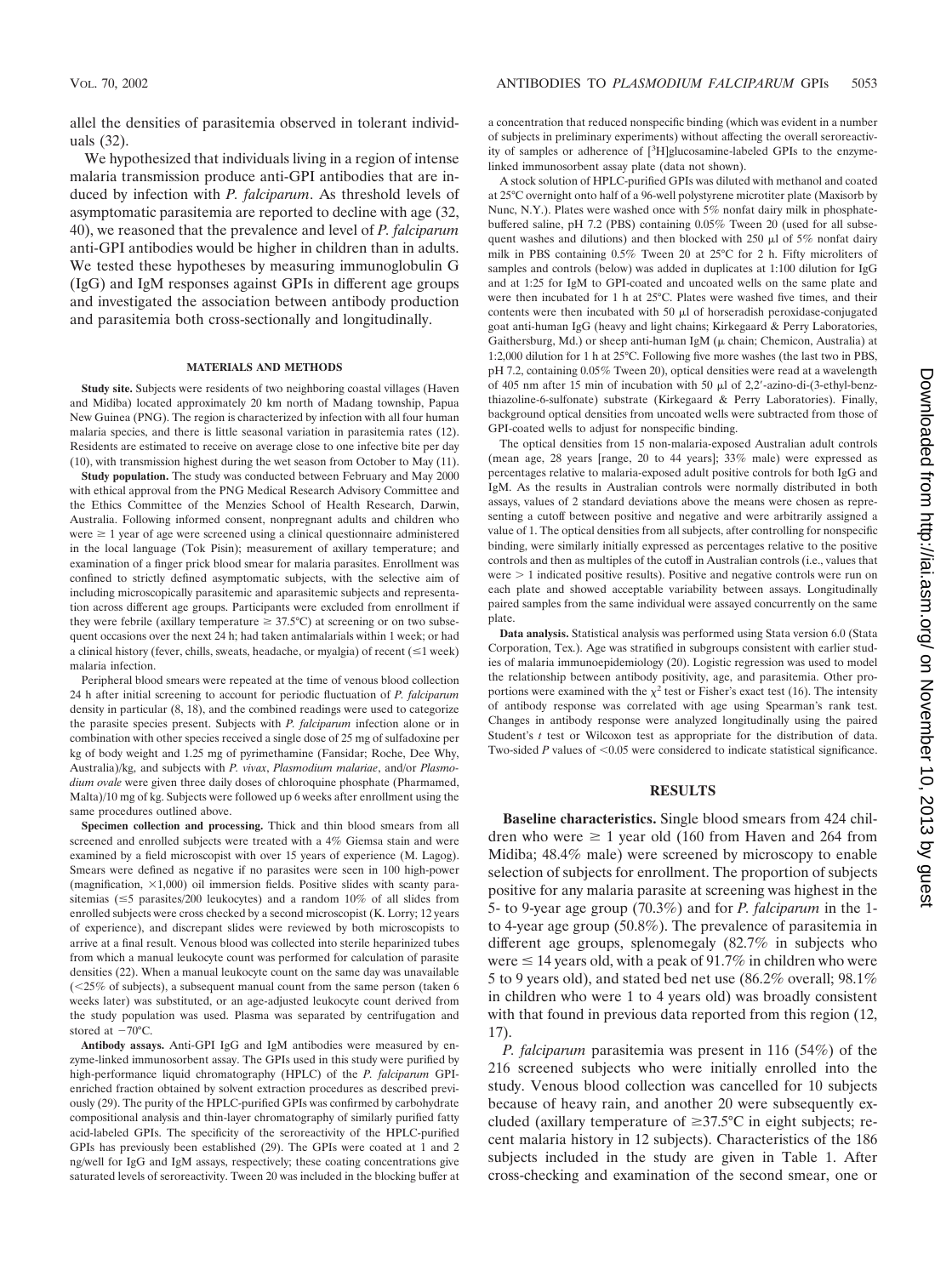allel the densities of parasitemia observed in tolerant individuals (32).

We hypothesized that individuals living in a region of intense malaria transmission produce anti-GPI antibodies that are induced by infection with *P. falciparum*. As threshold levels of asymptomatic parasitemia are reported to decline with age (32, 40), we reasoned that the prevalence and level of *P. falciparum* anti-GPI antibodies would be higher in children than in adults. We tested these hypotheses by measuring immunoglobulin G (IgG) and IgM responses against GPIs in different age groups and investigated the association between antibody production and parasitemia both cross-sectionally and longitudinally.

## MATERIALS AND METHODS

**Study site.** Subjects were residents of two neighboring coastal villages (Haven and Midiba) located approximately 20 km north of Madang township, Papua New Guinea (PNG). The region is characterized by infection with all four human malaria species, and there is little seasonal variation in parasitemia rates (12). Residents are estimated to receive on average close to one infective bite per day (10), with transmission highest during the wet season from October to May (11).

**Study population.** The study was conducted between February and May 2000 with ethical approval from the PNG Medical Research Advisory Committee and the Ethics Committee of the Menzies School of Health Research, Darwin, Australia. Following informed consent, nonpregnant adults and children who were ≥ 1 year of age were screened using a clinical questionnaire administered in the local language (Tok Pisin); measurement of axillary temperature; and examination of a finger prick blood smear for malaria parasites. Enrollment was confined to strictly defined asymptomatic subjects, with the selective aim of including microscopically parasitemic and aparasitemic subjects and representation across different age groups. Participants were excluded from enrollment if they were febrile (axillary temperature ≥ 37.5°C) at screening or on two subsequent occasions over the next 24 h; had taken antimalarials within 1 week; or had a clinical history (fever, chills, sweats, headache, or myalgia) of recent (≤1 week) malaria infection.

Peripheral blood smears were repeated at the time of venous blood collection 24 h after initial screening to account for periodic fluctuation of *P. falciparum* density in particular (8, 18), and the combined readings were used to categorize the parasite species present. Subjects with *P. falciparum* infection alone or in combination with other species received a single dose of 25 mg of sulfadoxine per kg of body weight and 1.25 mg of pyrimethamine (Fansidar; Roche, Dee Why, Australia)/kg, and subjects with *P. vivax*, *Plasmodium malariae*, and/or *Plasmodium ovale* were given three daily doses of chloroquine phosphate (Pharmamed, Malta)/10 mg of kg. Subjects were followed up 6 weeks after enrollment using the same procedures outlined above.

**Specimen collection and processing.** Thick and thin blood smears from all screened and enrolled subjects were treated with a 4% Giemsa stain and were examined by a field microscopist with over 15 years of experience (M. Lagog). Smears were defined as negative if no parasites were seen in 100 high-power (magnification, ×1,000) oil immersion fields. Positive slides with scanty parasitemias (≤5 parasites/200 leukocytes) and a random 10% of all slides from enrolled subjects were cross checked by a second microscopist (K. Lorry; 12 years of experience), and discrepant slides were reviewed by both microscopists to arrive at a final result. Venous blood was collected into sterile heparinized tubes from which a manual leukocyte count was performed for calculation of parasite densities (22). When a manual leukocyte count on the same day was unavailable (<25% of subjects), a subsequent manual count from the same person (taken 6 weeks later) was substituted, or an age-adjusted leukocyte count derived from the study population was used. Plasma was separated by centrifugation and stored at −70°C.

**Antibody assays.** Anti-GPI IgG and IgM antibodies were measured by enzyme-linked immunosorbent assay. The GPIs used in this study were purified by high-performance liquid chromatography (HPLC) of the *P. falciparum* GPI-enriched fraction obtained by solvent extraction procedures as described previously (29). The purity of the HPLC-purified GPIs was confirmed by carbohydrate compositional analysis and thin-layer chromatography of similarly purified fatty acid-labeled GPIs. The specificity of the seroreactivity of the HPLC-purified GPIs has previously been established (29). The GPIs were coated at 1 and 2 ng/well for IgG and IgM assays, respectively; these coating concentrations give saturated levels of seroreactivity. Tween 20 was included in the blocking buffer at a concentration that reduced nonspecific binding (which was evident in a number of subjects in preliminary experiments) without affecting the overall seroreactivity of samples or adherence of [$^3$H]glucosamine-labeled GPIs to the enzyme-linked immunosorbent assay plate (data not shown).

A stock solution of HPLC-purified GPIs was diluted with methanol and coated at 25°C overnight onto half of a 96-well polystyrene microtiter plate (Maxisorb by Nunc, N.Y.). Plates were washed once with 5% nonfat dairy milk in phosphate-buffered saline, pH 7.2 (PBS) containing 0.05% Tween 20 (used for all subsequent washes and dilutions) and then blocked with 250 μl of 5% nonfat dairy milk in PBS containing 0.5% Tween 20 at 25°C for 2 h. Fifty microliters of samples and controls (below) was added in duplicates at 1:100 dilution for IgG and at 1:25 for IgM to GPI-coated and uncoated wells on the same plate and were then incubated for 1 h at 25°C. Plates were washed five times, and their contents were then incubated with 50 μl of horseradish peroxidase-conjugated goat anti-human IgG (heavy and light chains; Kirkegaard & Perry Laboratories, Gaithersburg, Md.) or sheep anti-human IgM (μ chain; Chemicon, Australia) at 1:2,000 dilution for 1 h at 25°C. Following five more washes (the last two in PBS, pH 7.2, containing 0.05% Tween 20), optical densities were read at a wavelength of 405 nm after 15 min of incubation with 50 μl of 2,2′-azino-di-(3-ethyl-benzthiazoline-6-sulfonate) substrate (Kirkegaard & Perry Laboratories). Finally, background optical densities from uncoated wells were subtracted from those of GPI-coated wells to adjust for nonspecific binding.

The optical densities from 15 non-malaria-exposed Australian adult controls (mean age, 28 years [range, 20 to 44 years]; 33% male) were expressed as percentages relative to malaria-exposed adult positive controls for both IgG and IgM. As the results in Australian controls were normally distributed in both assays, values of 2 standard deviations above the means were chosen as representing a cutoff between positive and negative and were arbitrarily assigned a value of 1. The optical densities from all subjects, after controlling for nonspecific binding, were similarly initially expressed as percentages relative to the positive controls and then as multiples of the cutoff in Australian controls (i.e., values that were > 1 indicated positive results). Positive and negative controls were run on each plate and showed acceptable variability between assays. Longitudinally paired samples from the same individual were assayed concurrently on the same plate.

**Data analysis.** Statistical analysis was performed using Stata version 6.0 (Stata Corporation, Tex.). Age was stratified in subgroups consistent with earlier studies of malaria immunoepidemiology (20). Logistic regression was used to model the relationship between antibody positivity, age, and parasitemia. Other proportions were examined with the $\chi^2$ test or Fisher's exact test (16). The intensity of antibody response was correlated with age using Spearman's rank test. Changes in antibody response were analyzed longitudinally using the paired Student's *t* test or Wilcoxon test as appropriate for the distribution of data. Two-sided *P* values of <0.05 were considered to indicate statistical significance.

## RESULTS

**Baseline characteristics.** Single blood smears from 424 children who were ≥ 1 year old (160 from Haven and 264 from Midiba; 48.4% male) were screened by microscopy to enable selection of subjects for enrollment. The proportion of subjects positive for any malaria parasite at screening was highest in the 5- to 9-year age group (70.3%) and for *P. falciparum* in the 1- to 4-year age group (50.8%). The prevalence of parasitemia in different age groups, splenomegaly (82.7% in subjects who were ≤ 14 years old, with a peak of 91.7% in children who were 5 to 9 years old), and stated bed net use (86.2% overall; 98.1% in children who were 1 to 4 years old) was broadly consistent with that found in previous data reported from this region (12, 17).

*P. falciparum* parasitemia was present in 116 (54%) of the 216 screened subjects who were initially enrolled into the study. Venous blood collection was cancelled for 10 subjects because of heavy rain, and another 20 were subsequently excluded (axillary temperature of ≥37.5°C in eight subjects; recent malaria history in 12 subjects). Characteristics of the 186 subjects included in the study are given in Table 1. After cross-checking and examination of the second smear, one or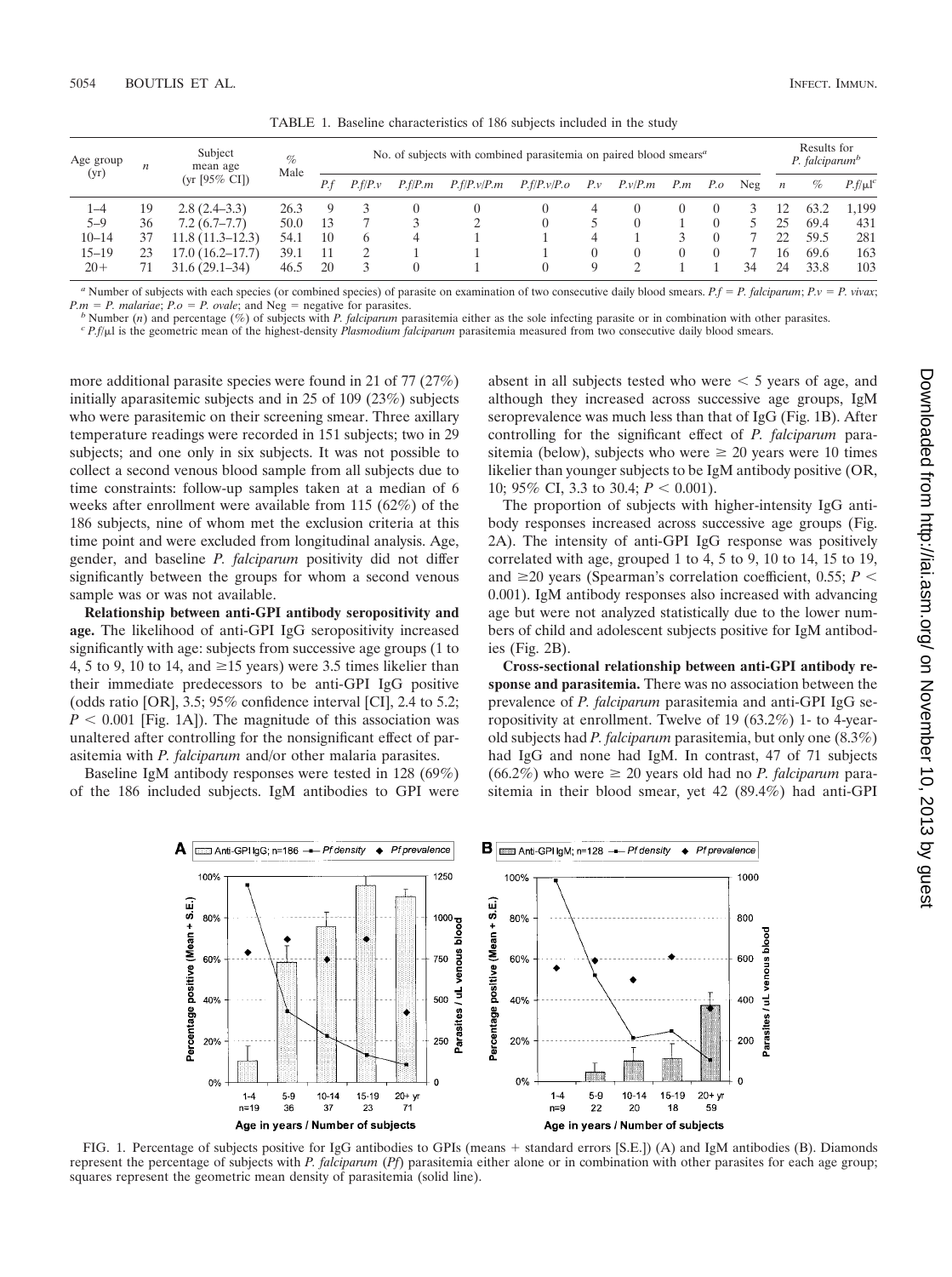TABLE 1. Baseline characteristics of 186 subjects included in the study

| Age group (yr) | $n$ | Subject mean age (yr [95% CI]) | % Male | No. of subjects with combined parasitemia on paired blood smears[a] | | | | | | | | | | | Results for *P. falciparum*[b] | | |
|---|---|---|---|---|---|---|---|---|---|---|---|---|---|---|---|---|---|
| | | | | *P.f* | *P.f/P.v* | *P.f/P.m* | *P.f/P.v/P.m* | *P.f/P.v/P.o* | *P.v* | *P.v/P.m* | *P.m* | *P.o* | Neg | $n$ | % | *P.f*/μl[c] |
| 1–4 | 19 | 2.8 (2.4–3.3) | 26.3 | 9 | 3 | 0 | 0 | 0 | 4 | 0 | 0 | 0 | 3 | 12 | 63.2 | 1,199 |
| 5–9 | 36 | 7.2 (6.7–7.7) | 50.0 | 13 | 7 | 3 | 2 | 0 | 5 | 0 | 1 | 0 | 5 | 25 | 69.4 | 431 |
| 10–14 | 37 | 11.8 (11.3–12.3) | 54.1 | 10 | 6 | 4 | 1 | 1 | 4 | 1 | 3 | 0 | 7 | 22 | 59.5 | 281 |
| 15–19 | 23 | 17.0 (16.2–17.7) | 39.1 | 11 | 2 | 1 | 1 | 1 | 0 | 0 | 0 | 0 | 7 | 16 | 69.6 | 163 |
| 20+ | 71 | 31.6 (29.1–34) | 46.5 | 20 | 3 | 0 | 1 | 0 | 9 | 2 | 1 | 1 | 34 | 24 | 33.8 | 103 |

[a] Number of subjects with each species (or combined species) of parasite on examination of two consecutive daily blood smears. *P.f* = *P. falciparum*; *P.v* = *P. vivax*; *P.m* = *P. malariae*; *P.o* = *P. ovale*; and Neg = negative for parasites.

[b] Number ($n$) and percentage (%) of subjects with *P. falciparum* parasitemia either as the sole infecting parasite or in combination with other parasites.

[c] *P.f*/μl is the geometric mean of the highest-density *Plasmodium falciparum* parasitemia measured from two consecutive daily blood smears.

more additional parasite species were found in 21 of 77 (27%) initially aparasitemic subjects and in 25 of 109 (23%) subjects who were parasitemic on their screening smear. Three axillary temperature readings were recorded in 151 subjects; two in 29 subjects; and one only in six subjects. It was not possible to collect a second venous blood sample from all subjects due to time constraints: follow-up samples taken at a median of 6 weeks after enrollment were available from 115 (62%) of the 186 subjects, nine of whom met the exclusion criteria at this time point and were excluded from longitudinal analysis. Age, gender, and baseline *P. falciparum* positivity did not differ significantly between the groups for whom a second venous sample was or was not available.

**Relationship between anti-GPI antibody seropositivity and age.** The likelihood of anti-GPI IgG seropositivity increased significantly with age: subjects from successive age groups (1 to 4, 5 to 9, 10 to 14, and ≥15 years) were 3.5 times likelier than their immediate predecessors to be anti-GPI IgG positive (odds ratio [OR], 3.5; 95% confidence interval [CI], 2.4 to 5.2; $P < 0.001$ [Fig. 1A]). The magnitude of this association was unaltered after controlling for the nonsignificant effect of parasitemia with *P. falciparum* and/or other malaria parasites.

Baseline IgM antibody responses were tested in 128 (69%) of the 186 included subjects. IgM antibodies to GPI were absent in all subjects tested who were < 5 years of age, and although they increased across successive age groups, IgM seroprevalence was much less than that of IgG (Fig. 1B). After controlling for the significant effect of *P. falciparum* parasitemia (below), subjects who were ≥ 20 years were 10 times likelier than younger subjects to be IgM antibody positive (OR, 10; 95% CI, 3.3 to 30.4; $P < 0.001$).

The proportion of subjects with higher-intensity IgG antibody responses increased across successive age groups (Fig. 2A). The intensity of anti-GPI IgG response was positively correlated with age, grouped 1 to 4, 5 to 9, 10 to 14, 15 to 19, and ≥20 years (Spearman's correlation coefficient, 0.55; $P < 0.001$). IgM antibody responses also increased with advancing age but were not analyzed statistically due to the lower numbers of child and adolescent subjects positive for IgM antibodies (Fig. 2B).

**Cross-sectional relationship between anti-GPI antibody response and parasitemia.** There was no association between the prevalence of *P. falciparum* parasitemia and anti-GPI IgG seropositivity at enrollment. Twelve of 19 (63.2%) 1- to 4-year-old subjects had *P. falciparum* parasitemia, but only one (8.3%) had IgG and none had IgM. In contrast, 47 of 71 subjects (66.2%) who were ≥ 20 years old had no *P. falciparum* parasitemia in their blood smear, yet 42 (89.4%) had anti-GPI

FIG. 1. Percentage of subjects positive for IgG antibodies to GPIs (means + standard errors [S.E.]) (A) and IgM antibodies (B). Diamonds represent the percentage of subjects with *P. falciparum* (*Pf*) parasitemia either alone or in combination with other parasites for each age group; squares represent the geometric mean density of parasitemia (solid line).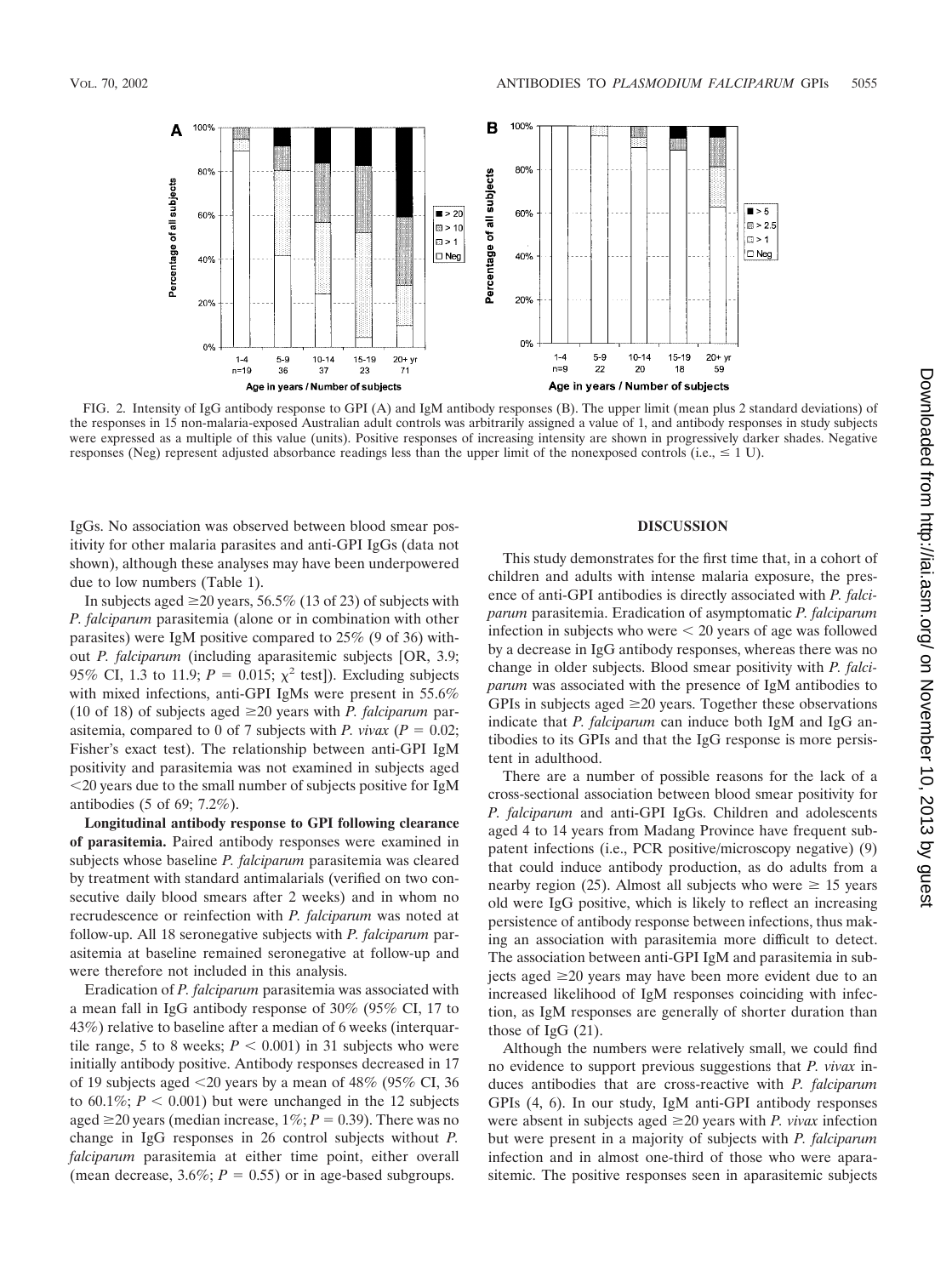FIG. 2. Intensity of IgG antibody response to GPI (A) and IgM antibody responses (B). The upper limit (mean plus 2 standard deviations) of the responses in 15 non-malaria-exposed Australian adult controls was arbitrarily assigned a value of 1, and antibody responses in study subjects were expressed as a multiple of this value (units). Positive responses of increasing intensity are shown in progressively darker shades. Negative responses (Neg) represent adjusted absorbance readings less than the upper limit of the nonexposed controls (i.e., ≤ 1 U).

IgGs. No association was observed between blood smear positivity for other malaria parasites and anti-GPI IgGs (data not shown), although these analyses may have been underpowered due to low numbers (Table 1).

In subjects aged ≥20 years, 56.5% (13 of 23) of subjects with *P. falciparum* parasitemia (alone or in combination with other parasites) were IgM positive compared to 25% (9 of 36) without *P. falciparum* (including aparasitemic subjects [OR, 3.9; 95% CI, 1.3 to 11.9; $P = 0.015$; $\chi^2$ test]). Excluding subjects with mixed infections, anti-GPI IgMs were present in 55.6% (10 of 18) of subjects aged ≥20 years with *P. falciparum* parasitemia, compared to 0 of 7 subjects with *P. vivax* ($P = 0.02$; Fisher's exact test). The relationship between anti-GPI IgM positivity and parasitemia was not examined in subjects aged <20 years due to the small number of subjects positive for IgM antibodies (5 of 69; 7.2%).

**Longitudinal antibody response to GPI following clearance of parasitemia.** Paired antibody responses were examined in subjects whose baseline *P. falciparum* parasitemia was cleared by treatment with standard antimalarials (verified on two consecutive daily blood smears after 2 weeks) and in whom no recrudescence or reinfection with *P. falciparum* was noted at follow-up. All 18 seronegative subjects with *P. falciparum* parasitemia at baseline remained seronegative at follow-up and were therefore not included in this analysis.

Eradication of *P. falciparum* parasitemia was associated with a mean fall in IgG antibody response of 30% (95% CI, 17 to 43%) relative to baseline after a median of 6 weeks (interquartile range, 5 to 8 weeks; $P < 0.001$) in 31 subjects who were initially antibody positive. Antibody responses decreased in 17 of 19 subjects aged <20 years by a mean of 48% (95% CI, 36 to 60.1%; $P < 0.001$) but were unchanged in the 12 subjects aged ≥20 years (median increase, 1%; $P = 0.39$). There was no change in IgG responses in 26 control subjects without *P. falciparum* parasitemia at either time point, either overall (mean decrease, 3.6%; $P = 0.55$) or in age-based subgroups.

## DISCUSSION

This study demonstrates for the first time that, in a cohort of children and adults with intense malaria exposure, the presence of anti-GPI antibodies is directly associated with *P. falciparum* parasitemia. Eradication of asymptomatic *P. falciparum* infection in subjects who were < 20 years of age was followed by a decrease in IgG antibody responses, whereas there was no change in older subjects. Blood smear positivity with *P. falciparum* was associated with the presence of IgM antibodies to GPIs in subjects aged ≥20 years. Together these observations indicate that *P. falciparum* can induce both IgM and IgG antibodies to its GPIs and that the IgG response is more persistent in adulthood.

There are a number of possible reasons for the lack of a cross-sectional association between blood smear positivity for *P. falciparum* and anti-GPI IgGs. Children and adolescents aged 4 to 14 years from Madang Province have frequent subpatent infections (i.e., PCR positive/microscopy negative) (9) that could induce antibody production, as do adults from a nearby region (25). Almost all subjects who were ≥ 15 years old were IgG positive, which is likely to reflect an increasing persistence of antibody response between infections, thus making an association with parasitemia more difficult to detect. The association between anti-GPI IgM and parasitemia in subjects aged ≥20 years may have been more evident due to an increased likelihood of IgM responses coinciding with infection, as IgM responses are generally of shorter duration than those of IgG (21).

Although the numbers were relatively small, we could find no evidence to support previous suggestions that *P. vivax* induces antibodies that are cross-reactive with *P. falciparum* GPIs (4, 6). In our study, IgM anti-GPI antibody responses were absent in subjects aged ≥20 years with *P. vivax* infection but were present in a majority of subjects with *P. falciparum* infection and in almost one-third of those who were aparasitemic. The positive responses seen in aparasitemic subjects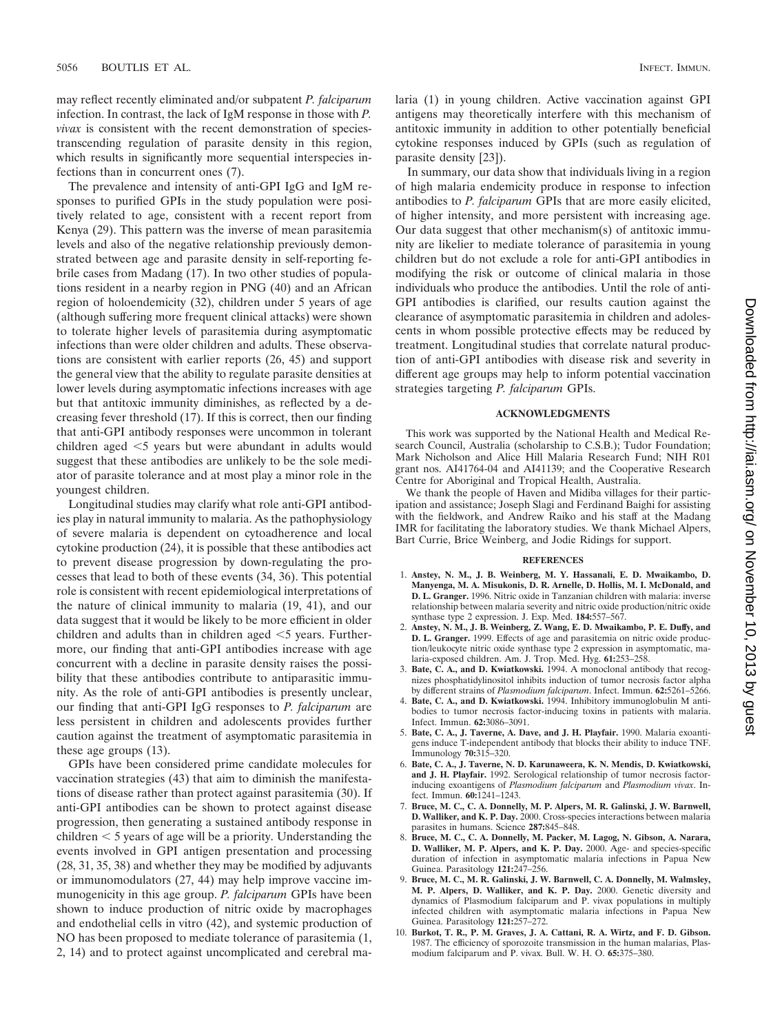may reflect recently eliminated and/or subpatent *P. falciparum* infection. In contrast, the lack of IgM response in those with *P. vivax* is consistent with the recent demonstration of species-transcending regulation of parasite density in this region, which results in significantly more sequential interspecies infections than in concurrent ones (7).

The prevalence and intensity of anti-GPI IgG and IgM responses to purified GPIs in the study population were positively related to age, consistent with a recent report from Kenya (29). This pattern was the inverse of mean parasitemia levels and also of the negative relationship previously demonstrated between age and parasite density in self-reporting febrile cases from Madang (17). In two other studies of populations resident in a nearby region in PNG (40) and an African region of holoendemicity (32), children under 5 years of age (although suffering more frequent clinical attacks) were shown to tolerate higher levels of parasitemia during asymptomatic infections than were older children and adults. These observations are consistent with earlier reports (26, 45) and support the general view that the ability to regulate parasite densities at lower levels during asymptomatic infections increases with age but that antitoxic immunity diminishes, as reflected by a decreasing fever threshold (17). If this is correct, then our finding that anti-GPI antibody responses were uncommon in tolerant children aged <5 years but were abundant in adults would suggest that these antibodies are unlikely to be the sole mediator of parasite tolerance and at most play a minor role in the youngest children.

Longitudinal studies may clarify what role anti-GPI antibodies play in natural immunity to malaria. As the pathophysiology of severe malaria is dependent on cytoadherence and local cytokine production (24), it is possible that these antibodies act to prevent disease progression by down-regulating the processes that lead to both of these events (34, 36). This potential role is consistent with recent epidemiological interpretations of the nature of clinical immunity to malaria (19, 41), and our data suggest that it would be likely to be more efficient in older children and adults than in children aged <5 years. Furthermore, our finding that anti-GPI antibodies increase with age concurrent with a decline in parasite density raises the possibility that these antibodies contribute to antiparasitic immunity. As the role of anti-GPI antibodies is presently unclear, our finding that anti-GPI IgG responses to *P. falciparum* are less persistent in children and adolescents provides further caution against the treatment of asymptomatic parasitemia in these age groups (13).

GPIs have been considered prime candidate molecules for vaccination strategies (43) that aim to diminish the manifestations of disease rather than protect against parasitemia (30). If anti-GPI antibodies can be shown to protect against disease progression, then generating a sustained antibody response in children < 5 years of age will be a priority. Understanding the events involved in GPI antigen presentation and processing (28, 31, 35, 38) and whether they may be modified by adjuvants or immunomodulators (27, 44) may help improve vaccine immunogenicity in this age group. *P. falciparum* GPIs have been shown to induce production of nitric oxide by macrophages and endothelial cells in vitro (42), and systemic production of NO has been proposed to mediate tolerance of parasitemia (1, 2, 14) and to protect against uncomplicated and cerebral malaria (1) in young children. Active vaccination against GPI antigens may theoretically interfere with this mechanism of antitoxic immunity in addition to other potentially beneficial cytokine responses induced by GPIs (such as regulation of parasite density [23]).

In summary, our data show that individuals living in a region of high malaria endemicity produce in response to infection antibodies to *P. falciparum* GPIs that are more easily elicited, of higher intensity, and more persistent with increasing age. Our data suggest that other mechanism(s) of antitoxic immunity are likelier to mediate tolerance of parasitemia in young children but do not exclude a role for anti-GPI antibodies in modifying the risk or outcome of clinical malaria in those individuals who produce the antibodies. Until the role of anti-GPI antibodies is clarified, our results caution against the clearance of asymptomatic parasitemia in children and adolescents in whom possible protective effects may be reduced by treatment. Longitudinal studies that correlate natural production of anti-GPI antibodies with disease risk and severity in different age groups may help to inform potential vaccination strategies targeting *P. falciparum* GPIs.

## ACKNOWLEDGMENTS

This work was supported by the National Health and Medical Research Council, Australia (scholarship to C.S.B.); Tudor Foundation; Mark Nicholson and Alice Hill Malaria Research Fund; NIH R01 grant nos. AI41764-04 and AI41139; and the Cooperative Research Centre for Aboriginal and Tropical Health, Australia.

We thank the people of Haven and Midiba villages for their participation and assistance; Joseph Slagi and Ferdinand Baighi for assisting with the fieldwork, and Andrew Raiko and his staff at the Madang IMR for facilitating the laboratory studies. We thank Michael Alpers, Bart Currie, Brice Weinberg, and Jodie Ridings for support.

## REFERENCES

1. **Anstey, N. M., J. B. Weinberg, M. Y. Hassanali, E. D. Mwaikambo, D. Manyenga, M. A. Misukonis, D. R. Arnelle, D. Hollis, M. I. McDonald, and D. L. Granger.** 1996. Nitric oxide in Tanzanian children with malaria: inverse relationship between malaria severity and nitric oxide production/nitric oxide synthase type 2 expression. J. Exp. Med. **184:**557–567.
2. **Anstey, N. M., J. B. Weinberg, Z. Wang, E. D. Mwaikambo, P. E. Duffy, and D. L. Granger.** 1999. Effects of age and parasitemia on nitric oxide production/leukocyte nitric oxide synthase type 2 expression in asymptomatic, malaria-exposed children. Am. J. Trop. Med. Hyg. **61:**253–258.
3. **Bate, C. A., and D. Kwiatkowski.** 1994. A monoclonal antibody that recognizes phosphatidylinositol inhibits induction of tumor necrosis factor alpha by different strains of *Plasmodium falciparum*. Infect. Immun. **62:**5261–5266.
4. **Bate, C. A., and D. Kwiatkowski.** 1994. Inhibitory immunoglobulin M antibodies to tumor necrosis factor-inducing toxins in patients with malaria. Infect. Immun. **62:**3086–3091.
5. **Bate, C. A., J. Taverne, A. Dave, and J. H. Playfair.** 1990. Malaria exoantigens induce T-independent antibody that blocks their ability to induce TNF. Immunology **70:**315–320.
6. **Bate, C. A., J. Taverne, N. D. Karunaweera, K. N. Mendis, D. Kwiatkowski, and J. H. Playfair.** 1992. Serological relationship of tumor necrosis factor-inducing exoantigens of *Plasmodium falciparum* and *Plasmodium vivax*. Infect. Immun. **60:**1241–1243.
7. **Bruce, M. C., C. A. Donnelly, M. P. Alpers, M. R. Galinski, J. W. Barnwell, D. Walliker, and K. P. Day.** 2000. Cross-species interactions between malaria parasites in humans. Science **287:**845–848.
8. **Bruce, M. C., C. A. Donnelly, M. Packer, M. Lagog, N. Gibson, A. Narara, D. Walliker, M. P. Alpers, and K. P. Day.** 2000. Age- and species-specific duration of infection in asymptomatic malaria infections in Papua New Guinea. Parasitology **121:**247–256.
9. **Bruce, M. C., M. R. Galinski, J. W. Barnwell, C. A. Donnelly, M. Walmsley, M. P. Alpers, D. Walliker, and K. P. Day.** 2000. Genetic diversity and dynamics of Plasmodium falciparum and P. vivax populations in multiply infected children with asymptomatic malaria infections in Papua New Guinea. Parasitology **121:**257–272.
10. **Burkot, T. R., P. M. Graves, J. A. Cattani, R. A. Wirtz, and F. D. Gibson.** 1987. The efficiency of sporozoite transmission in the human malarias, Plasmodium falciparum and P. vivax. Bull. W. H. O. **65:**375–380.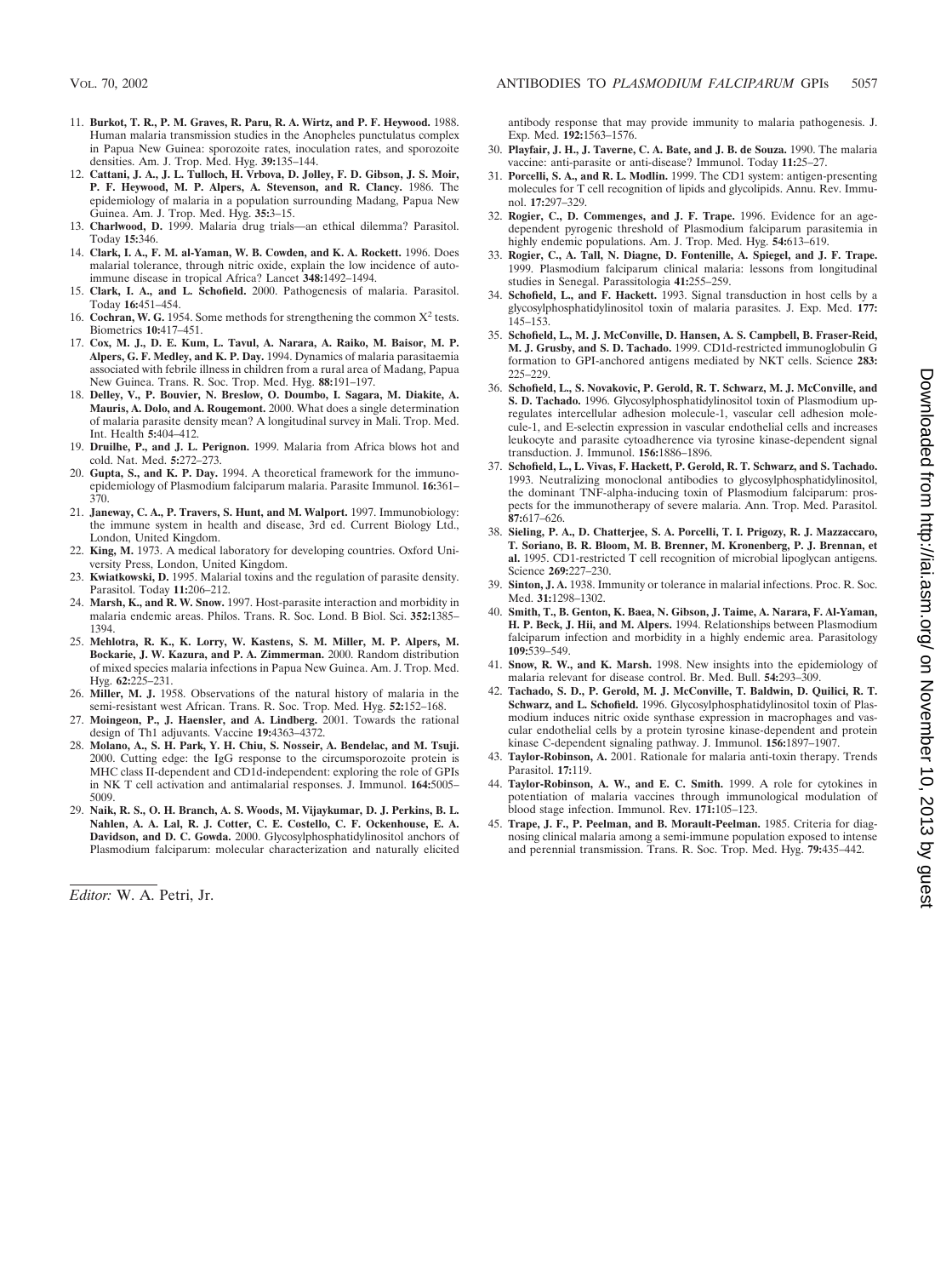11. **Burkot, T. R., P. M. Graves, R. Paru, R. A. Wirtz, and P. F. Heywood.** 1988. Human malaria transmission studies in the Anopheles punctulatus complex in Papua New Guinea: sporozoite rates, inoculation rates, and sporozoite densities. Am. J. Trop. Med. Hyg. **39:**135–144.
12. **Cattani, J. A., J. L. Tulloch, H. Vrbova, D. Jolley, F. D. Gibson, J. S. Moir, P. F. Heywood, M. P. Alpers, A. Stevenson, and R. Clancy.** 1986. The epidemiology of malaria in a population surrounding Madang, Papua New Guinea. Am. J. Trop. Med. Hyg. **35:**3–15.
13. **Charlwood, D.** 1999. Malaria drug trials—an ethical dilemma? Parasitol. Today **15:**346.
14. **Clark, I. A., F. M. al-Yaman, W. B. Cowden, and K. A. Rockett.** 1996. Does malarial tolerance, through nitric oxide, explain the low incidence of autoimmune disease in tropical Africa? Lancet **348:**1492–1494.
15. **Clark, I. A., and L. Schofield.** 2000. Pathogenesis of malaria. Parasitol. Today **16:**451–454.
16. **Cochran, W. G.** 1954. Some methods for strengthening the common $X^2$ tests. Biometrics **10:**417–451.
17. **Cox, M. J., D. E. Kum, L. Tavul, A. Narara, A. Raiko, M. Baisor, M. P. Alpers, G. F. Medley, and K. P. Day.** 1994. Dynamics of malaria parasitaemia associated with febrile illness in children from a rural area of Madang, Papua New Guinea. Trans. R. Soc. Trop. Med. Hyg. **88:**191–197.
18. **Delley, V., P. Bouvier, N. Breslow, O. Doumbo, I. Sagara, M. Diakite, A. Mauris, A. Dolo, and A. Rougemont.** 2000. What does a single determination of malaria parasite density mean? A longitudinal survey in Mali. Trop. Med. Int. Health **5:**404–412.
19. **Druilhe, P., and J. L. Perignon.** 1999. Malaria from Africa blows hot and cold. Nat. Med. **5:**272–273.
20. **Gupta, S., and K. P. Day.** 1994. A theoretical framework for the immunoepidemiology of Plasmodium falciparum malaria. Parasite Immunol. **16:**361–370.
21. **Janeway, C. A., P. Travers, S. Hunt, and M. Walport.** 1997. Immunobiology: the immune system in health and disease, 3rd ed. Current Biology Ltd., London, United Kingdom.
22. **King, M.** 1973. A medical laboratory for developing countries. Oxford University Press, London, United Kingdom.
23. **Kwiatkowski, D.** 1995. Malarial toxins and the regulation of parasite density. Parasitol. Today **11:**206–212.
24. **Marsh, K., and R. W. Snow.** 1997. Host-parasite interaction and morbidity in malaria endemic areas. Philos. Trans. R. Soc. Lond. B Biol. Sci. **352:**1385–1394.
25. **Mehlotra, R. K., K. Lorry, W. Kastens, S. M. Miller, M. P. Alpers, M. Bockarie, J. W. Kazura, and P. A. Zimmerman.** 2000. Random distribution of mixed species malaria infections in Papua New Guinea. Am. J. Trop. Med. Hyg. **62:**225–231.
26. **Miller, M. J.** 1958. Observations of the natural history of malaria in the semi-resistant west African. Trans. R. Soc. Trop. Med. Hyg. **52:**152–168.
27. **Moingeon, P., J. Haensler, and A. Lindberg.** 2001. Towards the rational design of Th1 adjuvants. Vaccine **19:**4363–4372.
28. **Molano, A., S. H. Park, Y. H. Chiu, S. Nosseir, A. Bendelac, and M. Tsuji.** 2000. Cutting edge: the IgG response to the circumsporozoite protein is MHC class II-dependent and CD1d-independent: exploring the role of GPIs in NK T cell activation and antimalarial responses. J. Immunol. **164:**5005–5009.
29. **Naik, R. S., O. H. Branch, A. S. Woods, M. Vijaykumar, D. J. Perkins, B. L. Nahlen, A. A. Lal, R. J. Cotter, C. E. Costello, C. F. Ockenhouse, E. A. Davidson, and D. C. Gowda.** 2000. Glycosylphosphatidylinositol anchors of Plasmodium falciparum: molecular characterization and naturally elicited antibody response that may provide immunity to malaria pathogenesis. J. Exp. Med. **192:**1563–1576.
30. **Playfair, J. H., J. Taverne, C. A. Bate, and J. B. de Souza.** 1990. The malaria vaccine: anti-parasite or anti-disease? Immunol. Today **11:**25–27.
31. **Porcelli, S. A., and R. L. Modlin.** 1999. The CD1 system: antigen-presenting molecules for T cell recognition of lipids and glycolipids. Annu. Rev. Immunol. **17:**297–329.
32. **Rogier, C., D. Commenges, and J. F. Trape.** 1996. Evidence for an age-dependent pyrogenic threshold of Plasmodium falciparum parasitemia in highly endemic populations. Am. J. Trop. Med. Hyg. **54:**613–619.
33. **Rogier, C., A. Tall, N. Diagne, D. Fontenille, A. Spiegel, and J. F. Trape.** 1999. Plasmodium falciparum clinical malaria: lessons from longitudinal studies in Senegal. Parassitologia **41:**255–259.
34. **Schofield, L., and F. Hackett.** 1993. Signal transduction in host cells by a glycosylphosphatidylinositol toxin of malaria parasites. J. Exp. Med. **177:**145–153.
35. **Schofield, L., M. J. McConville, D. Hansen, A. S. Campbell, B. Fraser-Reid, M. J. Grusby, and S. D. Tachado.** 1999. CD1d-restricted immunoglobulin G formation to GPI-anchored antigens mediated by NKT cells. Science **283:**225–229.
36. **Schofield, L., S. Novakovic, P. Gerold, R. T. Schwarz, M. J. McConville, and S. D. Tachado.** 1996. Glycosylphosphatidylinositol toxin of Plasmodium upregulates intercellular adhesion molecule-1, vascular cell adhesion molecule-1, and E-selectin expression in vascular endothelial cells and increases leukocyte and parasite cytoadherence via tyrosine kinase-dependent signal transduction. J. Immunol. **156:**1886–1896.
37. **Schofield, L., L. Vivas, F. Hackett, P. Gerold, R. T. Schwarz, and S. Tachado.** 1993. Neutralizing monoclonal antibodies to glycosylphosphatidylinositol, the dominant TNF-alpha-inducing toxin of Plasmodium falciparum: prospects for the immunotherapy of severe malaria. Ann. Trop. Med. Parasitol. **87:**617–626.
38. **Sieling, P. A., D. Chatterjee, S. A. Porcelli, T. I. Prigozy, R. J. Mazzaccaro, T. Soriano, B. R. Bloom, M. B. Brenner, M. Kronenberg, P. J. Brennan, et al.** 1995. CD1-restricted T cell recognition of microbial lipoglycan antigens. Science **269:**227–230.
39. **Sinton, J. A.** 1938. Immunity or tolerance in malarial infections. Proc. R. Soc. Med. **31:**1298–1302.
40. **Smith, T., B. Genton, K. Baea, N. Gibson, J. Taime, A. Narara, F. Al-Yaman, H. P. Beck, J. Hii, and M. Alpers.** 1994. Relationships between Plasmodium falciparum infection and morbidity in a highly endemic area. Parasitology **109:**539–549.
41. **Snow, R. W., and K. Marsh.** 1998. New insights into the epidemiology of malaria relevant for disease control. Br. Med. Bull. **54:**293–309.
42. **Tachado, S. D., P. Gerold, M. J. McConville, T. Baldwin, D. Quilici, R. T. Schwarz, and L. Schofield.** 1996. Glycosylphosphatidylinositol toxin of Plasmodium induces nitric oxide synthase expression in macrophages and vascular endothelial cells by a protein tyrosine kinase-dependent and protein kinase C-dependent signaling pathway. J. Immunol. **156:**1897–1907.
43. **Taylor-Robinson, A.** 2001. Rationale for malaria anti-toxin therapy. Trends Parasitol. **17:**119.
44. **Taylor-Robinson, A. W., and E. C. Smith.** 1999. A role for cytokines in potentiation of malaria vaccines through immunological modulation of blood stage infection. Immunol. Rev. **171:**105–123.
45. **Trape, J. F., P. Peelman, and B. Morault-Peelman.** 1985. Criteria for diagnosing clinical malaria among a semi-immune population exposed to intense and perennial transmission. Trans. R. Soc. Trop. Med. Hyg. **79:**435–442.

*Editor:* W. A. Petri, Jr.